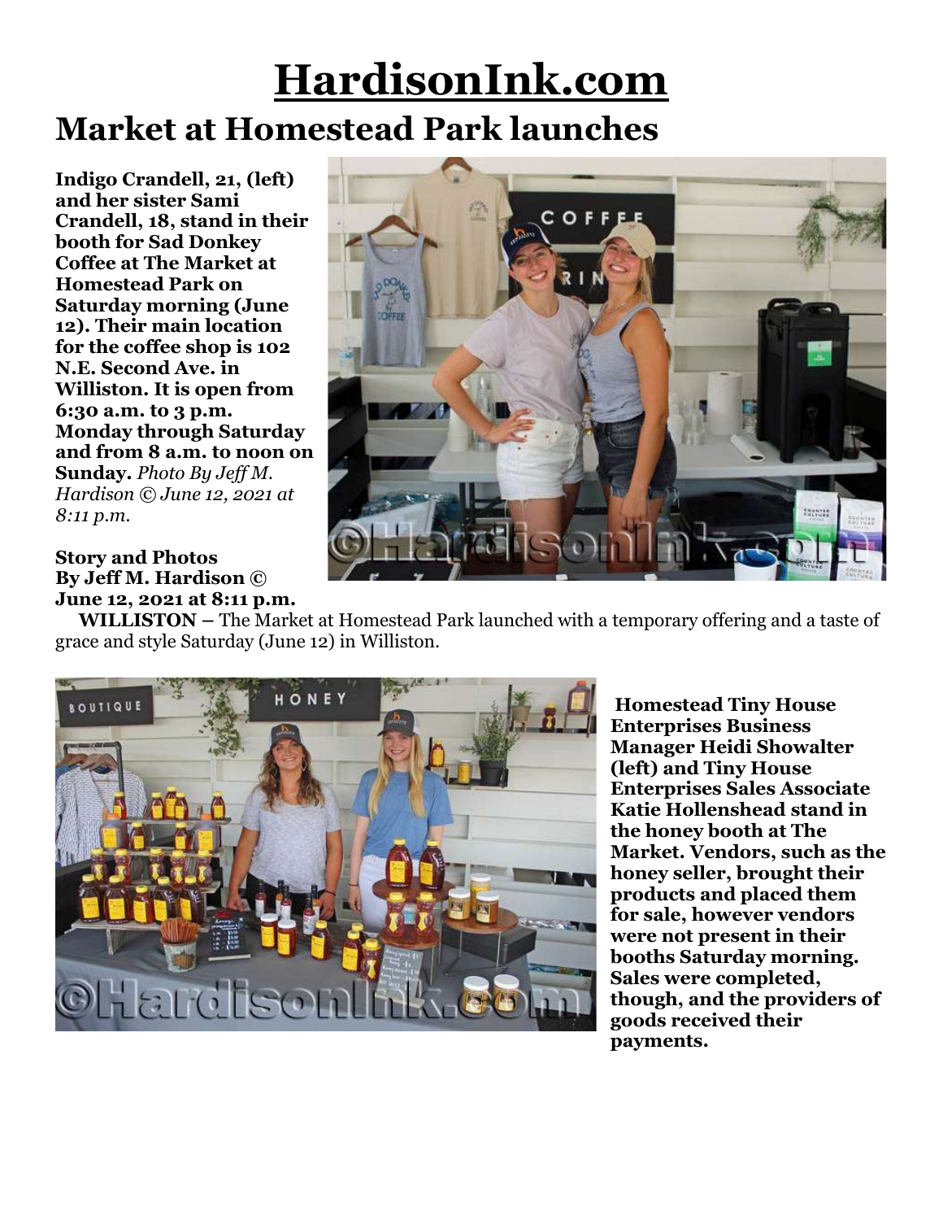# HardisonInk.com

## Market at Homestead Park launches

**Indigo Crandell, 21, (left) and her sister Sami Crandell, 18, stand in their booth for Sad Donkey Coffee at The Market at Homestead Park on Saturday morning (June 12). Their main location for the coffee shop is 102 N.E. Second Ave. in Williston. It is open from 6:30 a.m. to 3 p.m. Monday through Saturday and from 8 a.m. to noon on Sunday.** *Photo By Jeff M. Hardison © June 12, 2021 at 8:11 p.m.*

**Story and Photos By Jeff M. Hardison © June 12, 2021 at 8:11 p.m.**

**WILLISTON –** The Market at Homestead Park launched with a temporary offering and a taste of grace and style Saturday (June 12) in Williston.

**Homestead Tiny House Enterprises Business Manager Heidi Showalter (left) and Tiny House Enterprises Sales Associate Katie Hollenshead stand in the honey booth at The Market. Vendors, such as the honey seller, brought their products and placed them for sale, however vendors were not present in their booths Saturday morning. Sales were completed, though, and the providers of goods received their payments.**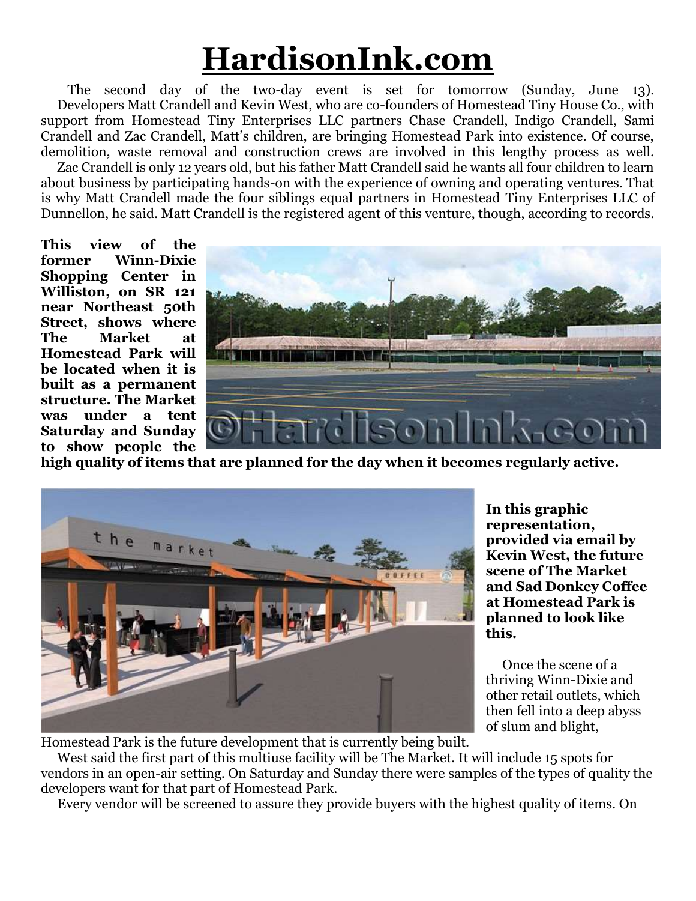# HardisonInk.com

The second day of the two-day event is set for tomorrow (Sunday, June 13).

Developers Matt Crandell and Kevin West, who are co-founders of Homestead Tiny House Co., with support from Homestead Tiny Enterprises LLC partners Chase Crandell, Indigo Crandell, Sami Crandell and Zac Crandell, Matt's children, are bringing Homestead Park into existence. Of course, demolition, waste removal and construction crews are involved in this lengthy process as well.

Zac Crandell is only 12 years old, but his father Matt Crandell said he wants all four children to learn about business by participating hands-on with the experience of owning and operating ventures. That is why Matt Crandell made the four siblings equal partners in Homestead Tiny Enterprises LLC of Dunnellon, he said. Matt Crandell is the registered agent of this venture, though, according to records.

**This view of the former Winn-Dixie Shopping Center in Williston, on SR 121 near Northeast 50th Street, shows where The Market at Homestead Park will be located when it is built as a permanent structure. The Market was under a tent Saturday and Sunday to show people the high quality of items that are planned for the day when it becomes regularly active.**

**In this graphic representation, provided via email by Kevin West, the future scene of The Market and Sad Donkey Coffee at Homestead Park is planned to look like this.**

Once the scene of a thriving Winn-Dixie and other retail outlets, which then fell into a deep abyss of slum and blight, Homestead Park is the future development that is currently being built.

West said the first part of this multiuse facility will be The Market. It will include 15 spots for vendors in an open-air setting. On Saturday and Sunday there were samples of the types of quality the developers want for that part of Homestead Park.

Every vendor will be screened to assure they provide buyers with the highest quality of items. On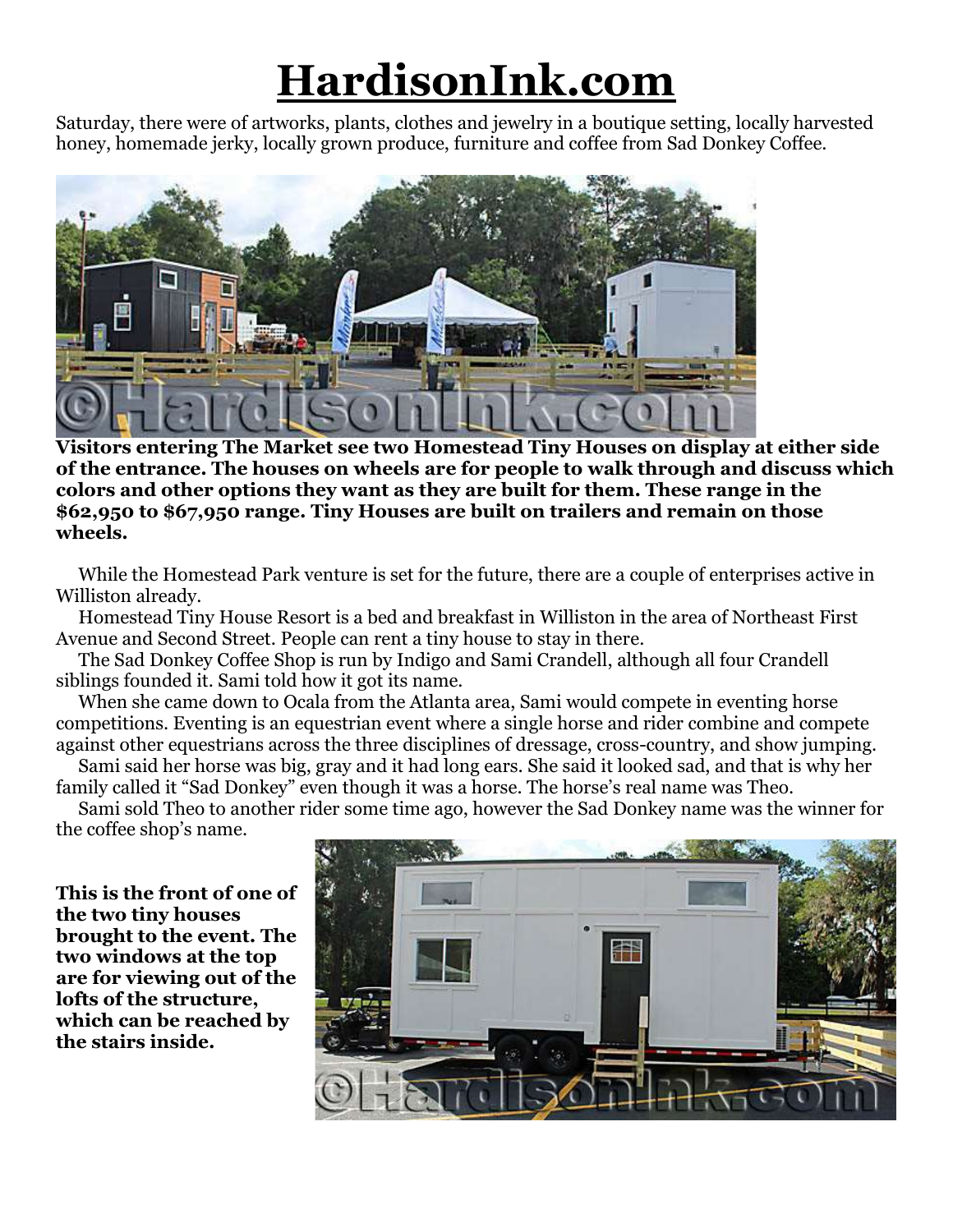# HardisonInk.com

Saturday, there were of artworks, plants, clothes and jewelry in a boutique setting, locally harvested honey, homemade jerky, locally grown produce, furniture and coffee from Sad Donkey Coffee.

**Visitors entering The Market see two Homestead Tiny Houses on display at either side of the entrance. The houses on wheels are for people to walk through and discuss which colors and other options they want as they are built for them. These range in the $62,950 to $67,950 range. Tiny Houses are built on trailers and remain on those wheels.**

While the Homestead Park venture is set for the future, there are a couple of enterprises active in Williston already.

Homestead Tiny House Resort is a bed and breakfast in Williston in the area of Northeast First Avenue and Second Street. People can rent a tiny house to stay in there.

The Sad Donkey Coffee Shop is run by Indigo and Sami Crandell, although all four Crandell siblings founded it. Sami told how it got its name.

When she came down to Ocala from the Atlanta area, Sami would compete in eventing horse competitions. Eventing is an equestrian event where a single horse and rider combine and compete against other equestrians across the three disciplines of dressage, cross-country, and show jumping.

Sami said her horse was big, gray and it had long ears. She said it looked sad, and that is why her family called it "Sad Donkey" even though it was a horse. The horse's real name was Theo.

Sami sold Theo to another rider some time ago, however the Sad Donkey name was the winner for the coffee shop's name.

**This is the front of one of the two tiny houses brought to the event. The two windows at the top are for viewing out of the lofts of the structure, which can be reached by the stairs inside.**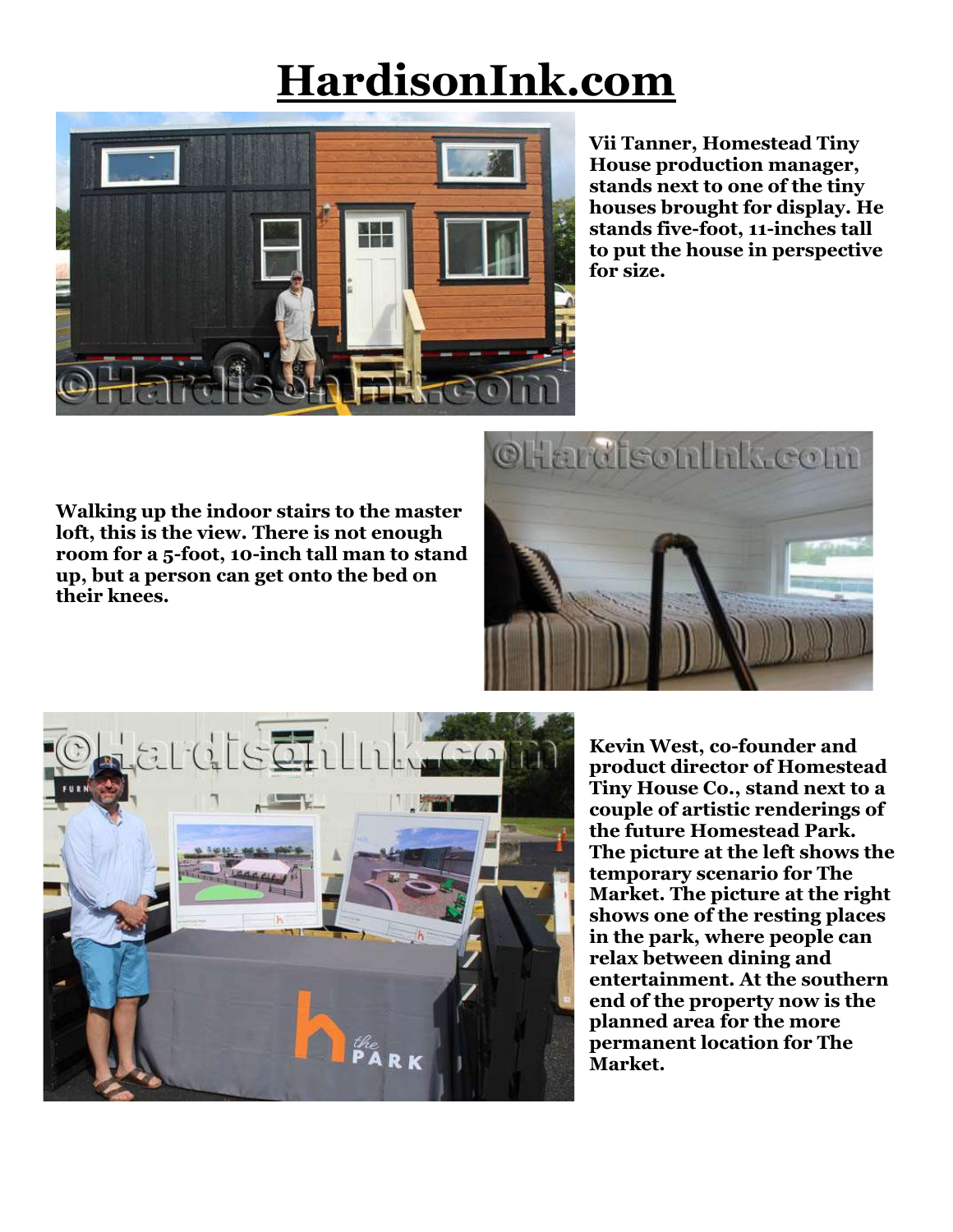# HardisonInk.com

Vii Tanner, Homestead Tiny House production manager, stands next to one of the tiny houses brought for display. He stands five-foot, 11-inches tall to put the house in perspective for size.

Walking up the indoor stairs to the master loft, this is the view. There is not enough room for a 5-foot, 10-inch tall man to stand up, but a person can get onto the bed on their knees.

Kevin West, co-founder and product director of Homestead Tiny House Co., stand next to a couple of artistic renderings of the future Homestead Park. The picture at the left shows the temporary scenario for The Market. The picture at the right shows one of the resting places in the park, where people can relax between dining and entertainment. At the southern end of the property now is the planned area for the more permanent location for The Market.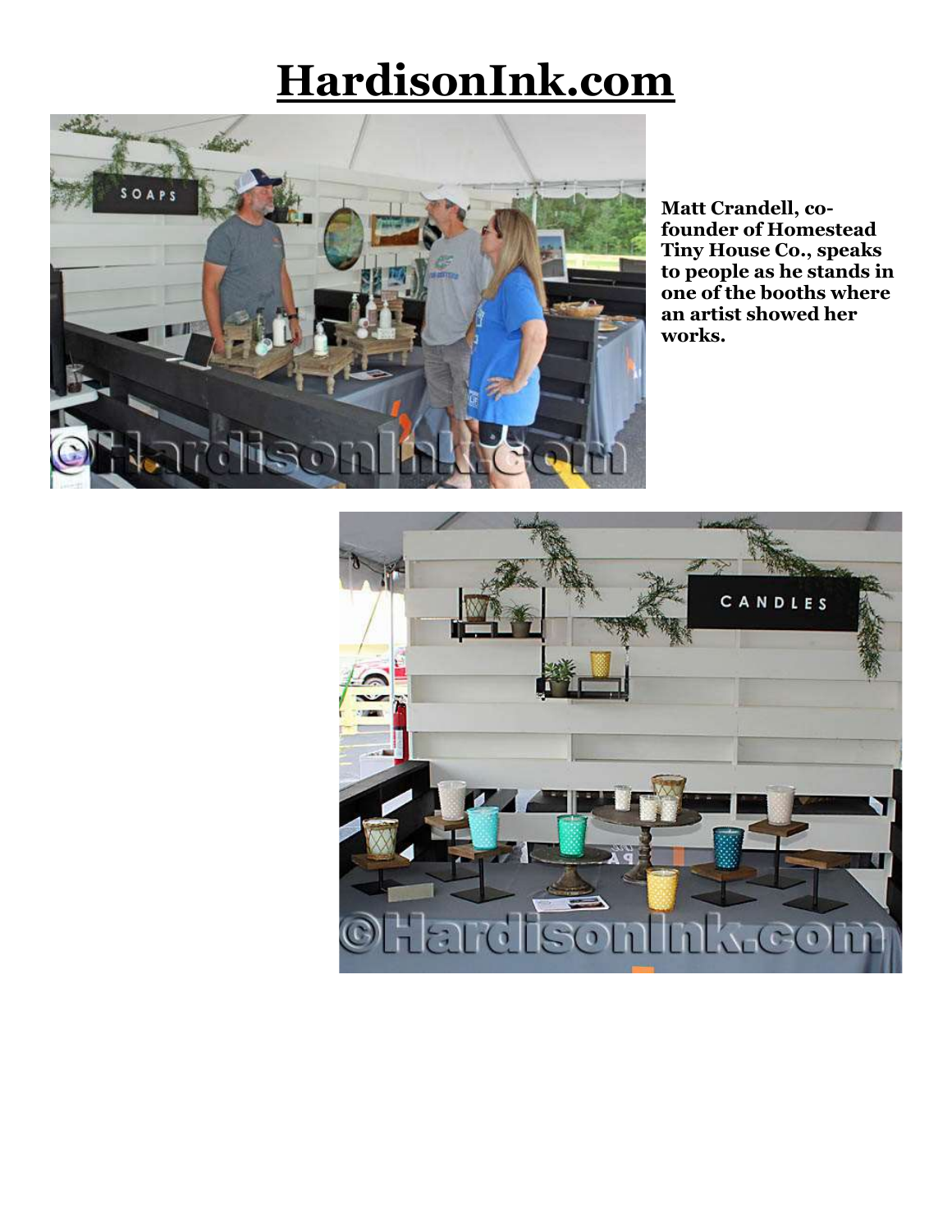# HardisonInk.com

Matt Crandell, co-founder of Homestead Tiny House Co., speaks to people as he stands in one of the booths where an artist showed her works.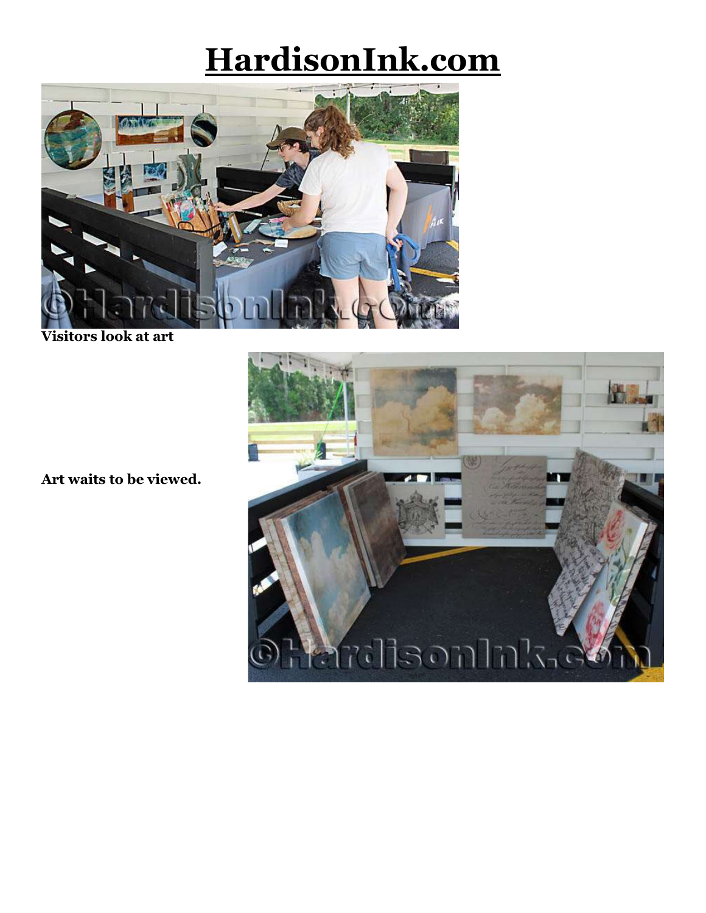# HardisonInk.com

Visitors look at art

Art waits to be viewed.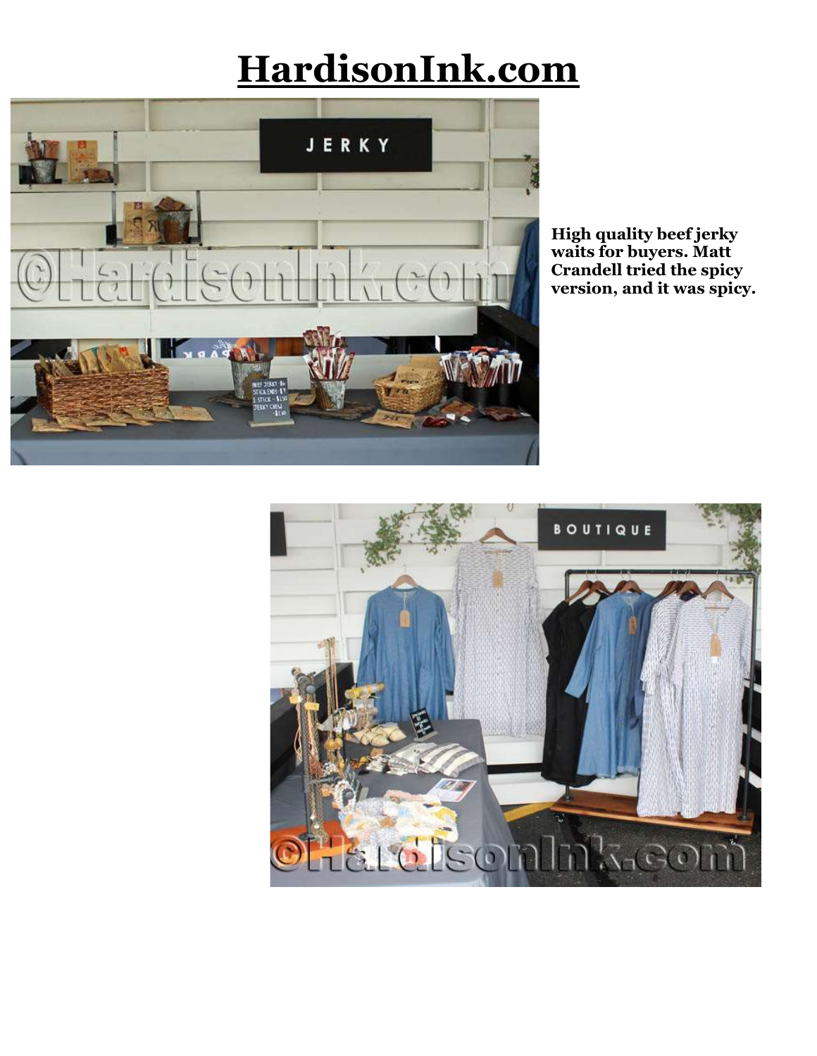# HardisonInk.com

**High quality beef jerky waits for buyers. Matt Crandell tried the spicy version, and it was spicy.**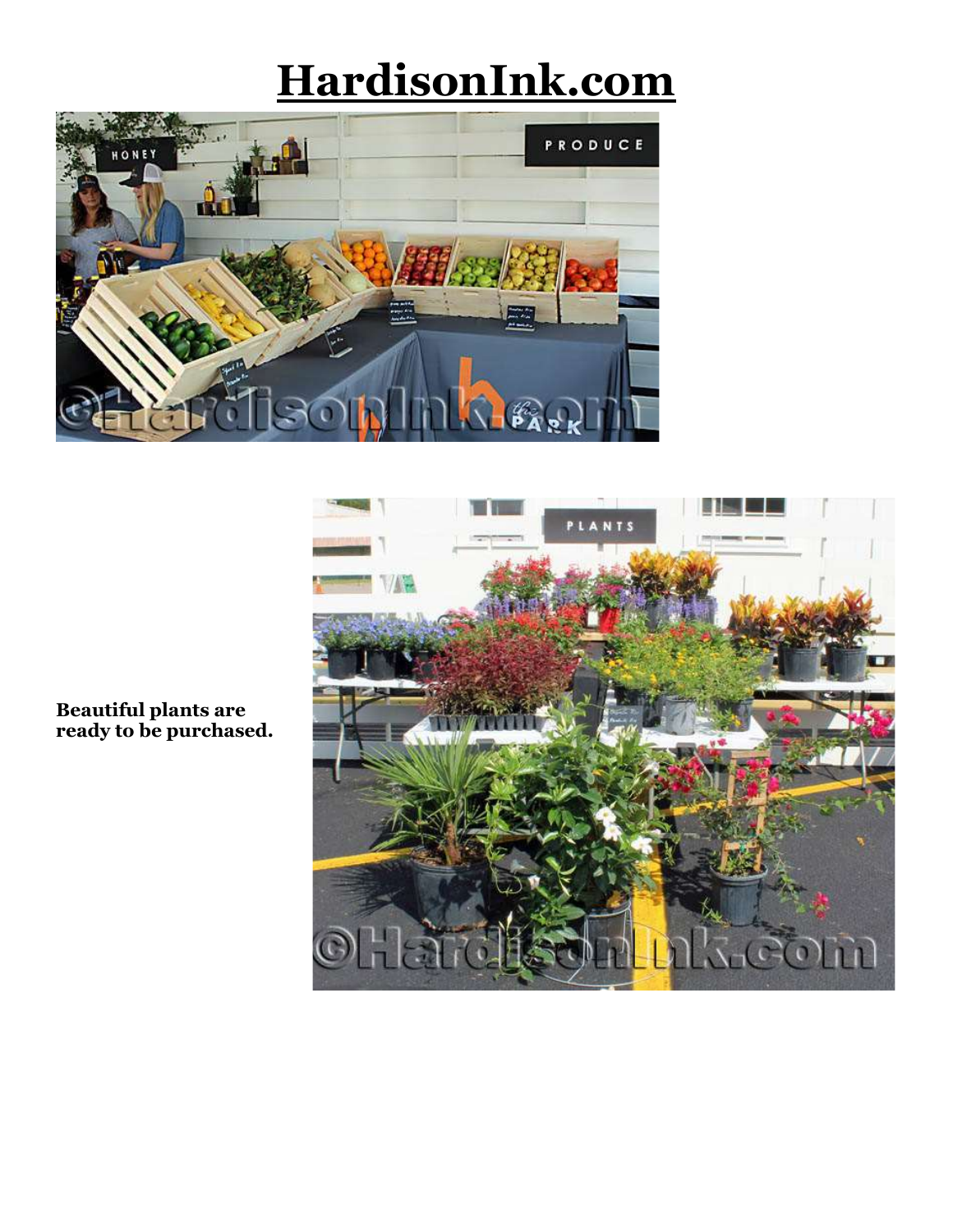# HardisonInk.com

Beautiful plants are ready to be purchased.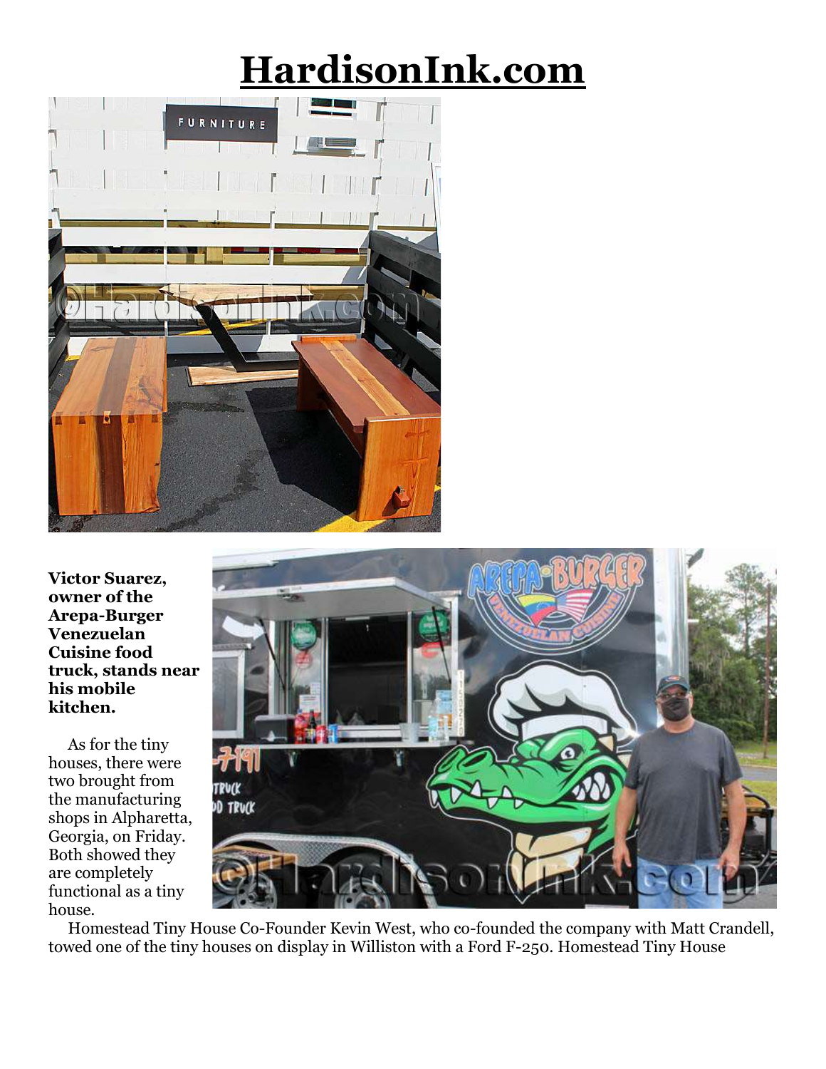# HardisonInk.com

**Victor Suarez, owner of the Arepa-Burger Venezuelan Cuisine food truck, stands near his mobile kitchen.**

As for the tiny houses, there were two brought from the manufacturing shops in Alpharetta, Georgia, on Friday. Both showed they are completely functional as a tiny house.

Homestead Tiny House Co-Founder Kevin West, who co-founded the company with Matt Crandell, towed one of the tiny houses on display in Williston with a Ford F-250. Homestead Tiny House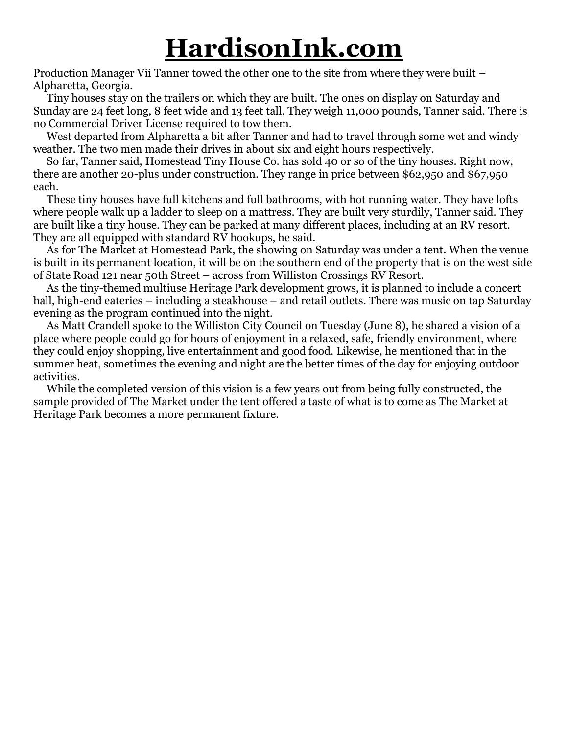Production Manager Vii Tanner towed the other one to the site from where they were built – Alpharetta, Georgia.

Tiny houses stay on the trailers on which they are built. The ones on display on Saturday and Sunday are 24 feet long, 8 feet wide and 13 feet tall. They weigh 11,000 pounds, Tanner said. There is no Commercial Driver License required to tow them.

West departed from Alpharetta a bit after Tanner and had to travel through some wet and windy weather. The two men made their drives in about six and eight hours respectively.

So far, Tanner said, Homestead Tiny House Co. has sold 40 or so of the tiny houses. Right now, there are another 20-plus under construction. They range in price between $62,950 and $67,950 each.

These tiny houses have full kitchens and full bathrooms, with hot running water. They have lofts where people walk up a ladder to sleep on a mattress. They are built very sturdily, Tanner said. They are built like a tiny house. They can be parked at many different places, including at an RV resort. They are all equipped with standard RV hookups, he said.

As for The Market at Homestead Park, the showing on Saturday was under a tent. When the venue is built in its permanent location, it will be on the southern end of the property that is on the west side of State Road 121 near 50th Street – across from Williston Crossings RV Resort.

As the tiny-themed multiuse Heritage Park development grows, it is planned to include a concert hall, high-end eateries – including a steakhouse – and retail outlets. There was music on tap Saturday evening as the program continued into the night.

As Matt Crandell spoke to the Williston City Council on Tuesday (June 8), he shared a vision of a place where people could go for hours of enjoyment in a relaxed, safe, friendly environment, where they could enjoy shopping, live entertainment and good food. Likewise, he mentioned that in the summer heat, sometimes the evening and night are the better times of the day for enjoying outdoor activities.

While the completed version of this vision is a few years out from being fully constructed, the sample provided of The Market under the tent offered a taste of what is to come as The Market at Heritage Park becomes a more permanent fixture.